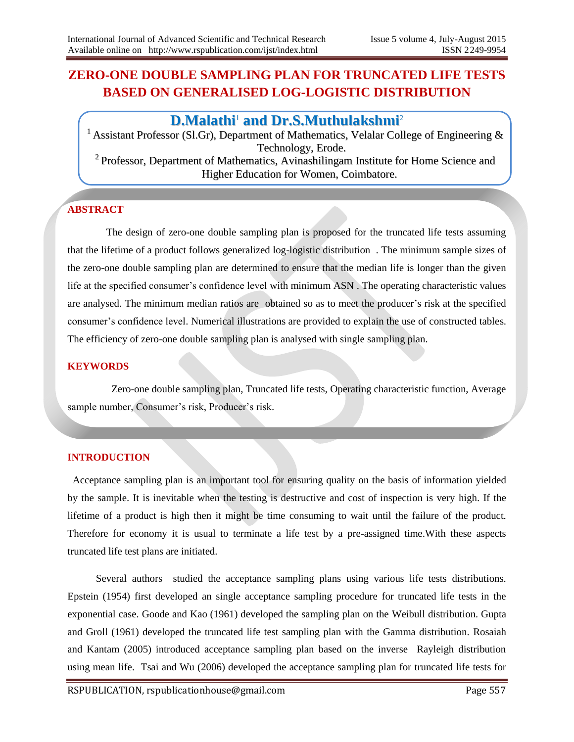# ZERO-ONE DOUBLE SAMPLING PLAN FOR TRUNCATED LIFE TESTS BASED ON GENERALISED LOG-LOGISTIC DISTRIBUTION

**D.Malathi[1] and Dr.S.Muthulakshmi[2]**

[1] Assistant Professor (Sl.Gr), Department of Mathematics, Velalar College of Engineering & Technology, Erode.

[2] Professor, Department of Mathematics, Avinashilingam Institute for Home Science and Higher Education for Women, Coimbatore.

## ABSTRACT

The design of zero-one double sampling plan is proposed for the truncated life tests assuming that the lifetime of a product follows generalized log-logistic distribution . The minimum sample sizes of the zero-one double sampling plan are determined to ensure that the median life is longer than the given life at the specified consumer's confidence level with minimum ASN . The operating characteristic values are analysed. The minimum median ratios are obtained so as to meet the producer's risk at the specified consumer's confidence level. Numerical illustrations are provided to explain the use of constructed tables. The efficiency of zero-one double sampling plan is analysed with single sampling plan.

## KEYWORDS

Zero-one double sampling plan, Truncated life tests, Operating characteristic function, Average sample number, Consumer's risk, Producer's risk.

## INTRODUCTION

Acceptance sampling plan is an important tool for ensuring quality on the basis of information yielded by the sample. It is inevitable when the testing is destructive and cost of inspection is very high. If the lifetime of a product is high then it might be time consuming to wait until the failure of the product. Therefore for economy it is usual to terminate a life test by a pre-assigned time.With these aspects truncated life test plans are initiated.

Several authors studied the acceptance sampling plans using various life tests distributions. Epstein (1954) first developed an single acceptance sampling procedure for truncated life tests in the exponential case. Goode and Kao (1961) developed the sampling plan on the Weibull distribution. Gupta and Groll (1961) developed the truncated life test sampling plan with the Gamma distribution. Rosaiah and Kantam (2005) introduced acceptance sampling plan based on the inverse Rayleigh distribution using mean life. Tsai and Wu (2006) developed the acceptance sampling plan for truncated life tests for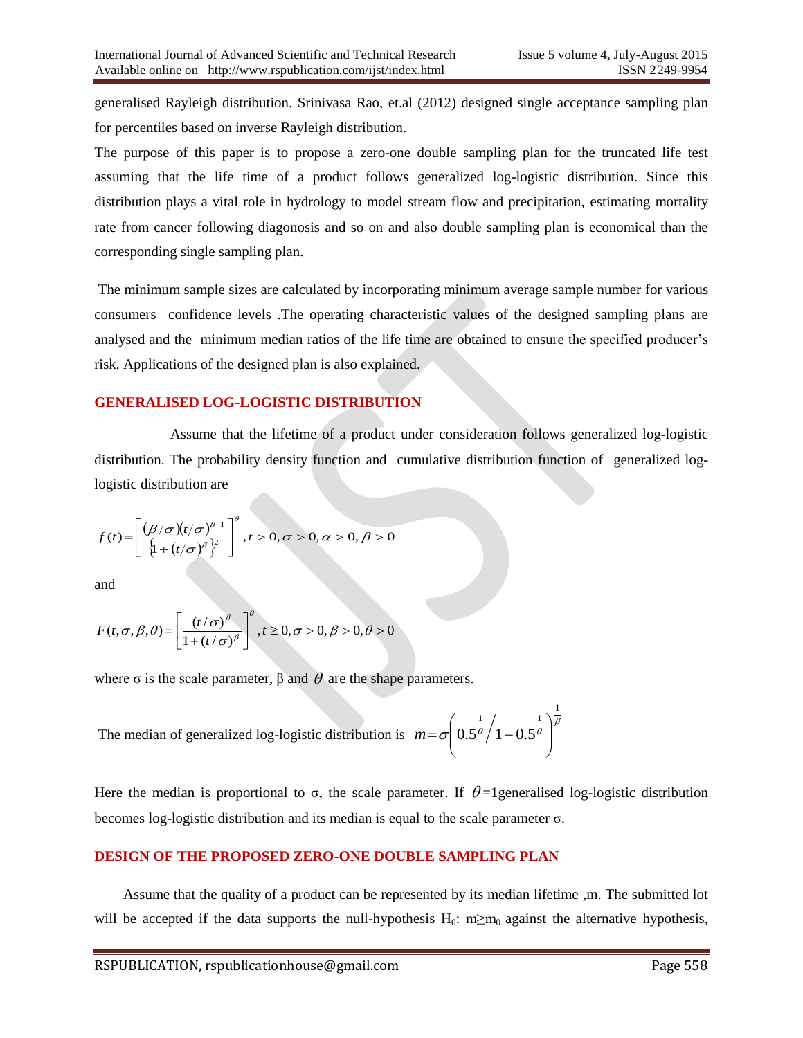generalised Rayleigh distribution. Srinivasa Rao, et.al (2012) designed single acceptance sampling plan for percentiles based on inverse Rayleigh distribution.

The purpose of this paper is to propose a zero-one double sampling plan for the truncated life test assuming that the life time of a product follows generalized log-logistic distribution. Since this distribution plays a vital role in hydrology to model stream flow and precipitation, estimating mortality rate from cancer following diagonosis and so on and also double sampling plan is economical than the corresponding single sampling plan.

The minimum sample sizes are calculated by incorporating minimum average sample number for various consumers confidence levels .The operating characteristic values of the designed sampling plans are analysed and the minimum median ratios of the life time are obtained to ensure the specified producer's risk. Applications of the designed plan is also explained.

## GENERALISED LOG-LOGISTIC DISTRIBUTION

Assume that the lifetime of a product under consideration follows generalized log-logistic distribution. The probability density function and cumulative distribution function of generalized log-logistic distribution are

$$f(t) = \left[ \frac{(\beta/\sigma)(t/\sigma)^{\beta-1}}{\left\{1+(t/\sigma)^{\beta}\right\}^{2}} \right]^{\theta}, t > 0, \sigma > 0, \alpha > 0, \beta > 0$$

and

$$F(t,\sigma,\beta,\theta) = \left[ \frac{(t/\sigma)^{\beta}}{1+(t/\sigma)^{\beta}} \right]^{\theta}, t \geq 0, \sigma > 0, \beta > 0, \theta > 0$$

where σ is the scale parameter, β and $\theta$ are the shape parameters.

The median of generalized log-logistic distribution is $m = \sigma \left( 0.5^{\frac{1}{\theta}} \Big/ 1 - 0.5^{\frac{1}{\theta}} \right)^{\frac{1}{\beta}}$

Here the median is proportional to σ, the scale parameter. If $\theta$=1generalised log-logistic distribution becomes log-logistic distribution and its median is equal to the scale parameter σ.

## DESIGN OF THE PROPOSED ZERO-ONE DOUBLE SAMPLING PLAN

Assume that the quality of a product can be represented by its median lifetime ,m. The submitted lot will be accepted if the data supports the null-hypothesis $H_0$: $m \geq m_0$ against the alternative hypothesis,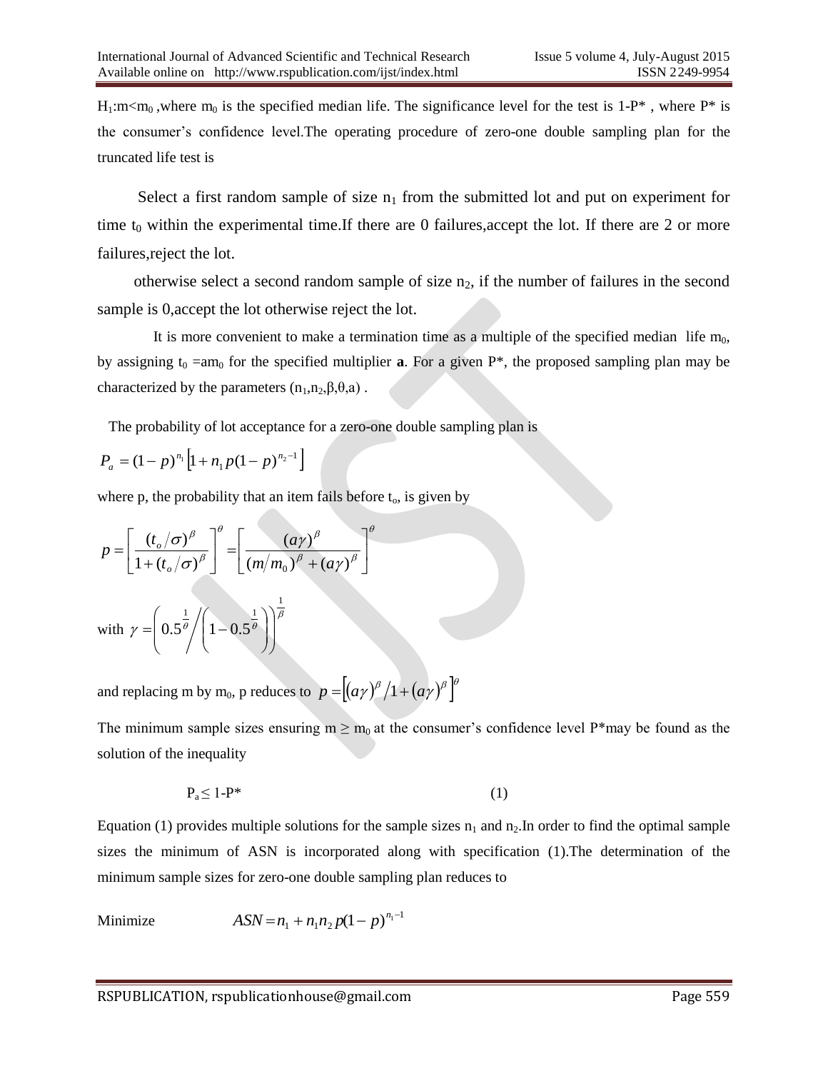$H_1$:$m<m_0$ ,where $m_0$ is the specified median life. The significance level for the test is 1-P* , where P* is the consumer's confidence level.The operating procedure of zero-one double sampling plan for the truncated life test is

Select a first random sample of size $n_1$ from the submitted lot and put on experiment for time $t_0$ within the experimental time.If there are 0 failures,accept the lot. If there are 2 or more failures,reject the lot.

otherwise select a second random sample of size $n_2$, if the number of failures in the second sample is 0,accept the lot otherwise reject the lot.

It is more convenient to make a termination time as a multiple of the specified median life $m_0$, by assigning $t_0 = am_0$ for the specified multiplier **a**. For a given P*, the proposed sampling plan may be characterized by the parameters ($n_1$,$n_2$,β,θ,a) .

The probability of lot acceptance for a zero-one double sampling plan is

$$P_a = (1-p)^{n_1}\left[1 + n_1 p(1-p)^{n_2-1}\right]$$

where p, the probability that an item fails before $t_o$, is given by

$$p = \left[\frac{(t_o/\sigma)^{\beta}}{1+(t_o/\sigma)^{\beta}}\right]^{\theta} = \left[\frac{(a\gamma)^{\beta}}{(m/m_0)^{\beta} + (a\gamma)^{\beta}}\right]^{\theta}$$

with $\gamma = \left(0.5^{\frac{1}{\theta}} \Big/ \left(1 - 0.5^{\frac{1}{\theta}}\right)\right)^{\frac{1}{\beta}}$

and replacing m by $m_0$, p reduces to $p = \left[(a\gamma)^{\beta} / 1 + (a\gamma)^{\beta}\right]^{\theta}$

The minimum sample sizes ensuring $m \geq m_0$ at the consumer's confidence level P*may be found as the solution of the inequality

$$P_a \leq 1\text{-}P^* \qquad (1)$$

Equation (1) provides multiple solutions for the sample sizes $n_1$ and $n_2$.In order to find the optimal sample sizes the minimum of ASN is incorporated along with specification (1).The determination of the minimum sample sizes for zero-one double sampling plan reduces to

Minimize $\qquad ASN = n_1 + n_1 n_2 p(1-p)^{n_1-1}$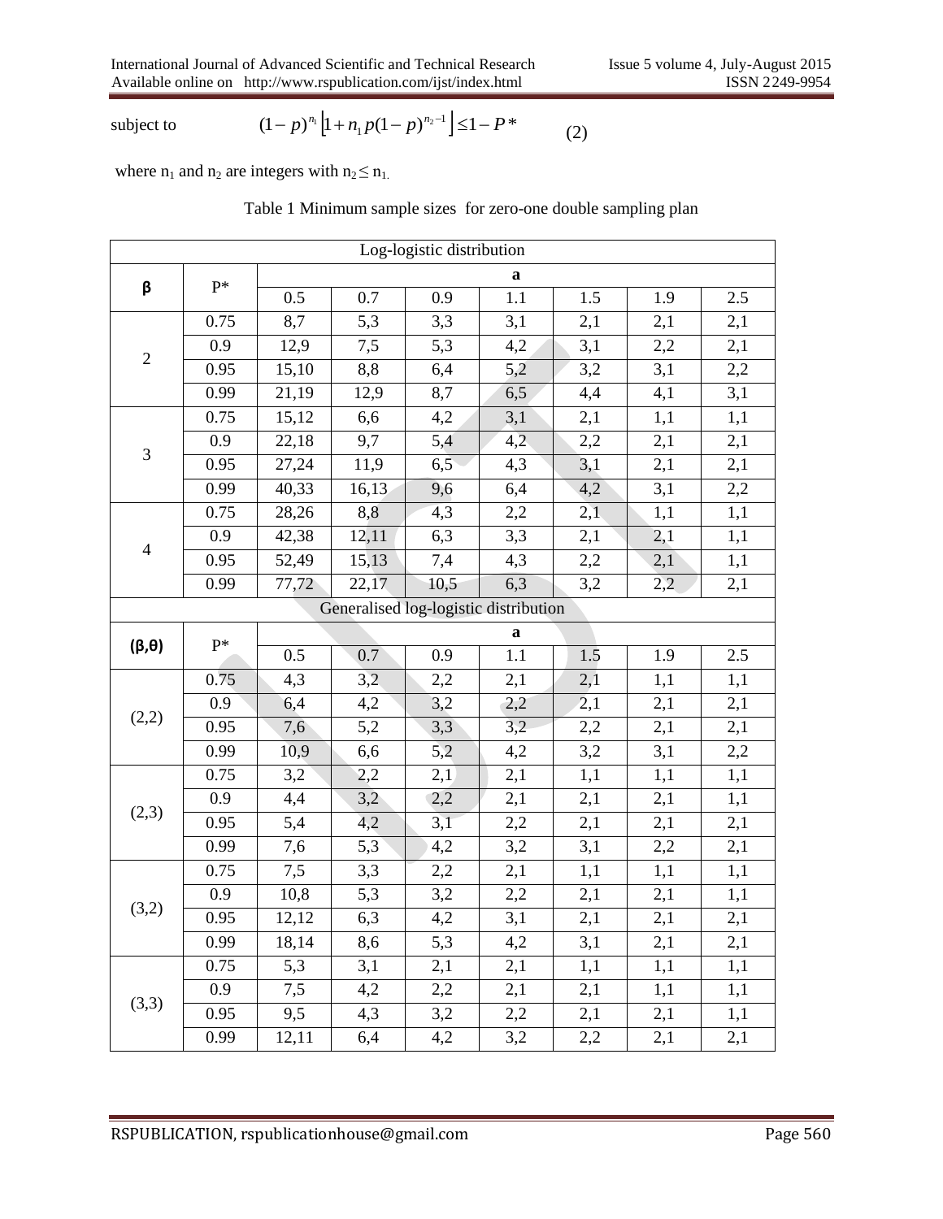subject to $$(1-p)^{n_1}\left[1+n_1 p(1-p)^{n_2-1}\right] \leq 1-P^* \qquad (2)$$

where $n_1$ and $n_2$ are integers with $n_2 \leq n_1$.

Table 1 Minimum sample sizes for zero-one double sampling plan

| Log-logistic distribution | | | | | | | | |
|---|---|---|---|---|---|---|---|---|
| **β** | P* | **a** | | | | | | |
| | | 0.5 | 0.7 | 0.9 | 1.1 | 1.5 | 1.9 | 2.5 |
| 2 | 0.75 | 8,7 | 5,3 | 3,3 | 3,1 | 2,1 | 2,1 | 2,1 |
| | 0.9 | 12,9 | 7,5 | 5,3 | 4,2 | 3,1 | 2,2 | 2,1 |
| | 0.95 | 15,10 | 8,8 | 6,4 | 5,2 | 3,2 | 3,1 | 2,2 |
| | 0.99 | 21,19 | 12,9 | 8,7 | 6,5 | 4,4 | 4,1 | 3,1 |
| 3 | 0.75 | 15,12 | 6,6 | 4,2 | 3,1 | 2,1 | 1,1 | 1,1 |
| | 0.9 | 22,18 | 9,7 | 5,4 | 4,2 | 2,2 | 2,1 | 2,1 |
| | 0.95 | 27,24 | 11,9 | 6,5 | 4,3 | 3,1 | 2,1 | 2,1 |
| | 0.99 | 40,33 | 16,13 | 9,6 | 6,4 | 4,2 | 3,1 | 2,2 |
| 4 | 0.75 | 28,26 | 8,8 | 4,3 | 2,2 | 2,1 | 1,1 | 1,1 |
| | 0.9 | 42,38 | 12,11 | 6,3 | 3,3 | 2,1 | 2,1 | 1,1 |
| | 0.95 | 52,49 | 15,13 | 7,4 | 4,3 | 2,2 | 2,1 | 1,1 |
| | 0.99 | 77,72 | 22,17 | 10,5 | 6,3 | 3,2 | 2,2 | 2,1 |
| Generalised log-logistic distribution | | | | | | | | |
| **(β,θ)** | P* | **a** | | | | | | |
| | | 0.5 | 0.7 | 0.9 | 1.1 | 1.5 | 1.9 | 2.5 |
| (2,2) | 0.75 | 4,3 | 3,2 | 2,2 | 2,1 | 2,1 | 1,1 | 1,1 |
| | 0.9 | 6,4 | 4,2 | 3,2 | 2,2 | 2,1 | 2,1 | 2,1 |
| | 0.95 | 7,6 | 5,2 | 3,3 | 3,2 | 2,2 | 2,1 | 2,1 |
| | 0.99 | 10,9 | 6,6 | 5,2 | 4,2 | 3,2 | 3,1 | 2,2 |
| (2,3) | 0.75 | 3,2 | 2,2 | 2,1 | 2,1 | 1,1 | 1,1 | 1,1 |
| | 0.9 | 4,4 | 3,2 | 2,2 | 2,1 | 2,1 | 2,1 | 1,1 |
| | 0.95 | 5,4 | 4,2 | 3,1 | 2,2 | 2,1 | 2,1 | 2,1 |
| | 0.99 | 7,6 | 5,3 | 4,2 | 3,2 | 3,1 | 2,2 | 2,1 |
| (3,2) | 0.75 | 7,5 | 3,3 | 2,2 | 2,1 | 1,1 | 1,1 | 1,1 |
| | 0.9 | 10,8 | 5,3 | 3,2 | 2,2 | 2,1 | 2,1 | 1,1 |
| | 0.95 | 12,12 | 6,3 | 4,2 | 3,1 | 2,1 | 2,1 | 2,1 |
| | 0.99 | 18,14 | 8,6 | 5,3 | 4,2 | 3,1 | 2,1 | 2,1 |
| (3,3) | 0.75 | 5,3 | 3,1 | 2,1 | 2,1 | 1,1 | 1,1 | 1,1 |
| | 0.9 | 7,5 | 4,2 | 2,2 | 2,1 | 2,1 | 1,1 | 1,1 |
| | 0.95 | 9,5 | 4,3 | 3,2 | 2,2 | 2,1 | 2,1 | 1,1 |
| | 0.99 | 12,11 | 6,4 | 4,2 | 3,2 | 2,2 | 2,1 | 2,1 |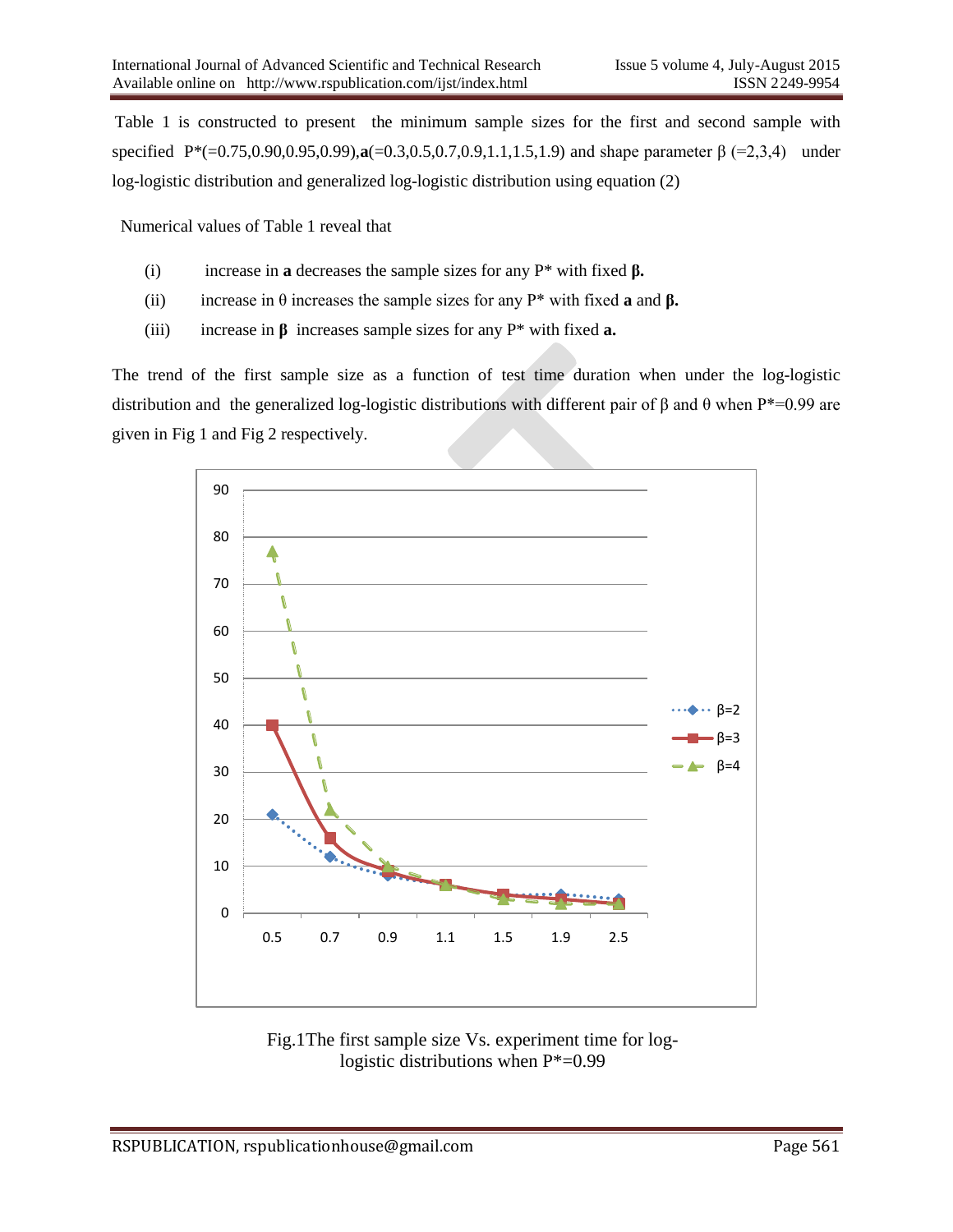Table 1 is constructed to present the minimum sample sizes for the first and second sample with specified P*(=0.75,0.90,0.95,0.99),**a**(=0.3,0.5,0.7,0.9,1.1,1.5,1.9) and shape parameter β (=2,3,4) under log-logistic distribution and generalized log-logistic distribution using equation (2)

Numerical values of Table 1 reveal that

(i) increase in **a** decreases the sample sizes for any P* with fixed **β.**

(ii) increase in θ increases the sample sizes for any P* with fixed **a** and **β.**

(iii) increase in **β** increases sample sizes for any P* with fixed **a.**

The trend of the first sample size as a function of test time duration when under the log-logistic distribution and the generalized log-logistic distributions with different pair of β and θ when P*=0.99 are given in Fig 1 and Fig 2 respectively.

Fig.1The first sample size Vs. experiment time for log-logistic distributions when P*=0.99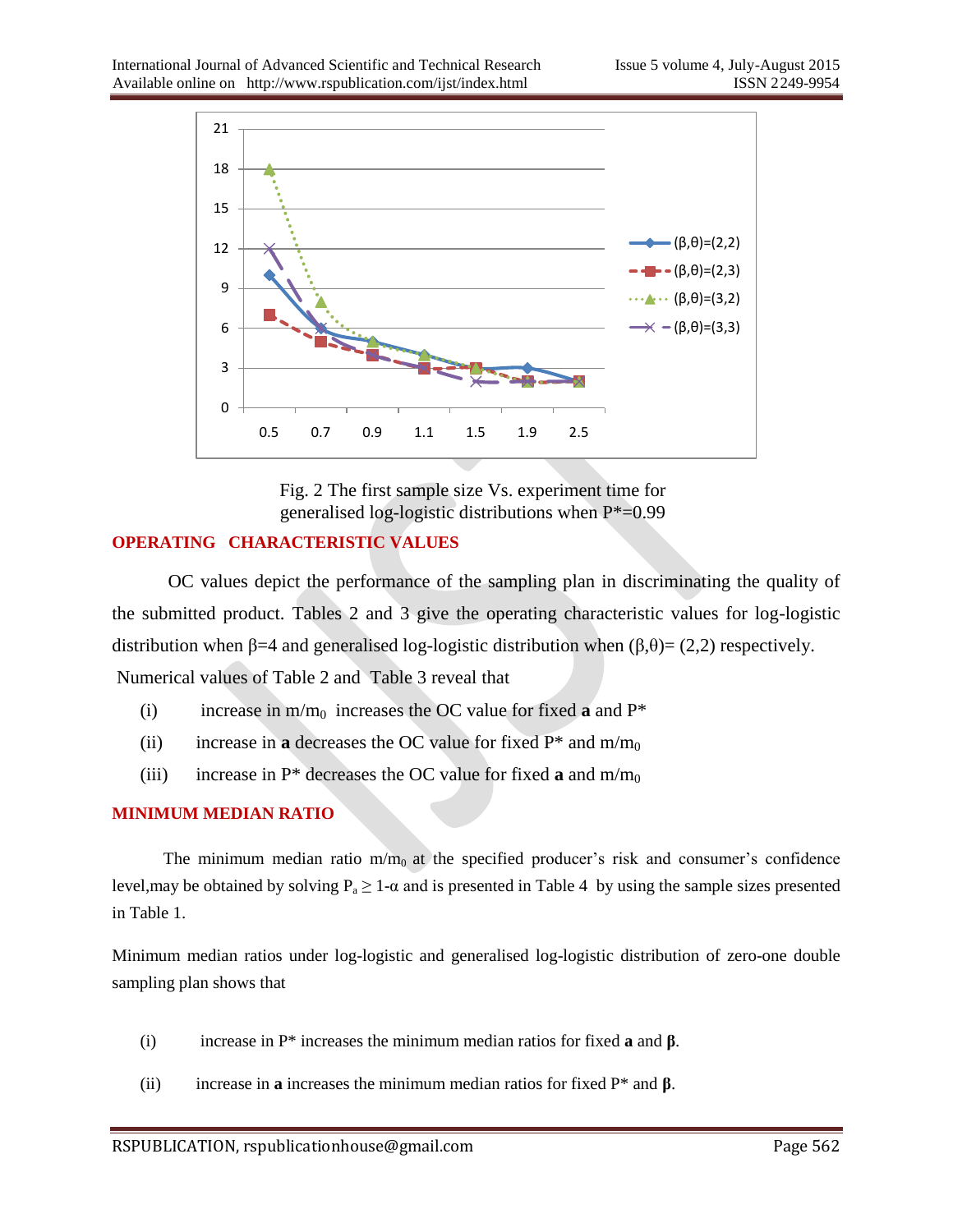Fig. 2 The first sample size Vs. experiment time for generalised log-logistic distributions when P*=0.99

## OPERATING CHARACTERISTIC VALUES

OC values depict the performance of the sampling plan in discriminating the quality of the submitted product. Tables 2 and 3 give the operating characteristic values for log-logistic distribution when β=4 and generalised log-logistic distribution when (β,θ)= (2,2) respectively.

Numerical values of Table 2 and Table 3 reveal that

(i) increase in $m/m_0$ increases the OC value for fixed **a** and P*

(ii) increase in **a** decreases the OC value for fixed P* and $m/m_0$

(iii) increase in P* decreases the OC value for fixed **a** and $m/m_0$

## MINIMUM MEDIAN RATIO

The minimum median ratio $m/m_0$ at the specified producer's risk and consumer's confidence level,may be obtained by solving $P_a \geq 1\text{-}\alpha$ and is presented in Table 4 by using the sample sizes presented in Table 1.

Minimum median ratios under log-logistic and generalised log-logistic distribution of zero-one double sampling plan shows that

(i) increase in P* increases the minimum median ratios for fixed **a** and **β**.

(ii) increase in **a** increases the minimum median ratios for fixed P* and **β**.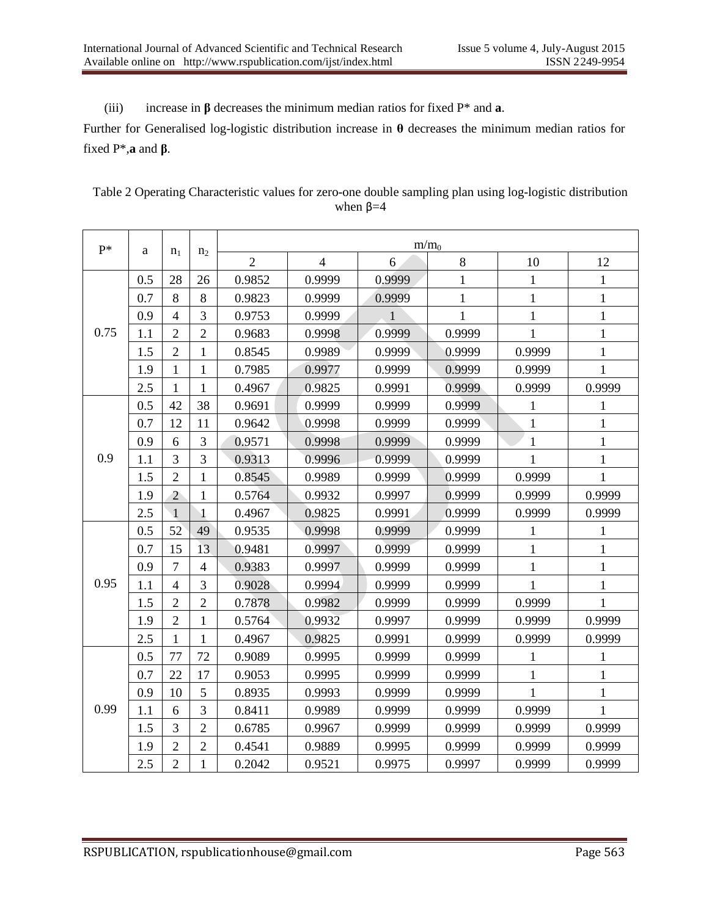(iii) increase in **β** decreases the minimum median ratios for fixed P* and **a**.

Further for Generalised log-logistic distribution increase in **θ** decreases the minimum median ratios for fixed P*,**a** and **β**.

Table 2 Operating Characteristic values for zero-one double sampling plan using log-logistic distribution when β=4

| P* | a | $n_1$ | $n_2$ | $m/m_0$ | | | | | |
|---|---|---|---|---|---|---|---|---|---|
| | | | | 2 | 4 | 6 | 8 | 10 | 12 |
| 0.75 | 0.5 | 28 | 26 | 0.9852 | 0.9999 | 0.9999 | 1 | 1 | 1 |
| | 0.7 | 8 | 8 | 0.9823 | 0.9999 | 0.9999 | 1 | 1 | 1 |
| | 0.9 | 4 | 3 | 0.9753 | 0.9999 | 1 | 1 | 1 | 1 |
| | 1.1 | 2 | 2 | 0.9683 | 0.9998 | 0.9999 | 0.9999 | 1 | 1 |
| | 1.5 | 2 | 1 | 0.8545 | 0.9989 | 0.9999 | 0.9999 | 0.9999 | 1 |
| | 1.9 | 1 | 1 | 0.7985 | 0.9977 | 0.9999 | 0.9999 | 0.9999 | 1 |
| | 2.5 | 1 | 1 | 0.4967 | 0.9825 | 0.9991 | 0.9999 | 0.9999 | 0.9999 |
| 0.9 | 0.5 | 42 | 38 | 0.9691 | 0.9999 | 0.9999 | 0.9999 | 1 | 1 |
| | 0.7 | 12 | 11 | 0.9642 | 0.9998 | 0.9999 | 0.9999 | 1 | 1 |
| | 0.9 | 6 | 3 | 0.9571 | 0.9998 | 0.9999 | 0.9999 | 1 | 1 |
| | 1.1 | 3 | 3 | 0.9313 | 0.9996 | 0.9999 | 0.9999 | 1 | 1 |
| | 1.5 | 2 | 1 | 0.8545 | 0.9989 | 0.9999 | 0.9999 | 0.9999 | 1 |
| | 1.9 | 2 | 1 | 0.5764 | 0.9932 | 0.9997 | 0.9999 | 0.9999 | 0.9999 |
| | 2.5 | 1 | 1 | 0.4967 | 0.9825 | 0.9991 | 0.9999 | 0.9999 | 0.9999 |
| 0.95 | 0.5 | 52 | 49 | 0.9535 | 0.9998 | 0.9999 | 0.9999 | 1 | 1 |
| | 0.7 | 15 | 13 | 0.9481 | 0.9997 | 0.9999 | 0.9999 | 1 | 1 |
| | 0.9 | 7 | 4 | 0.9383 | 0.9997 | 0.9999 | 0.9999 | 1 | 1 |
| | 1.1 | 4 | 3 | 0.9028 | 0.9994 | 0.9999 | 0.9999 | 1 | 1 |
| | 1.5 | 2 | 2 | 0.7878 | 0.9982 | 0.9999 | 0.9999 | 0.9999 | 1 |
| | 1.9 | 2 | 1 | 0.5764 | 0.9932 | 0.9997 | 0.9999 | 0.9999 | 0.9999 |
| | 2.5 | 1 | 1 | 0.4967 | 0.9825 | 0.9991 | 0.9999 | 0.9999 | 0.9999 |
| 0.99 | 0.5 | 77 | 72 | 0.9089 | 0.9995 | 0.9999 | 0.9999 | 1 | 1 |
| | 0.7 | 22 | 17 | 0.9053 | 0.9995 | 0.9999 | 0.9999 | 1 | 1 |
| | 0.9 | 10 | 5 | 0.8935 | 0.9993 | 0.9999 | 0.9999 | 1 | 1 |
| | 1.1 | 6 | 3 | 0.8411 | 0.9989 | 0.9999 | 0.9999 | 0.9999 | 1 |
| | 1.5 | 3 | 2 | 0.6785 | 0.9967 | 0.9999 | 0.9999 | 0.9999 | 0.9999 |
| | 1.9 | 2 | 2 | 0.4541 | 0.9889 | 0.9995 | 0.9999 | 0.9999 | 0.9999 |
| | 2.5 | 2 | 1 | 0.2042 | 0.9521 | 0.9975 | 0.9997 | 0.9999 | 0.9999 |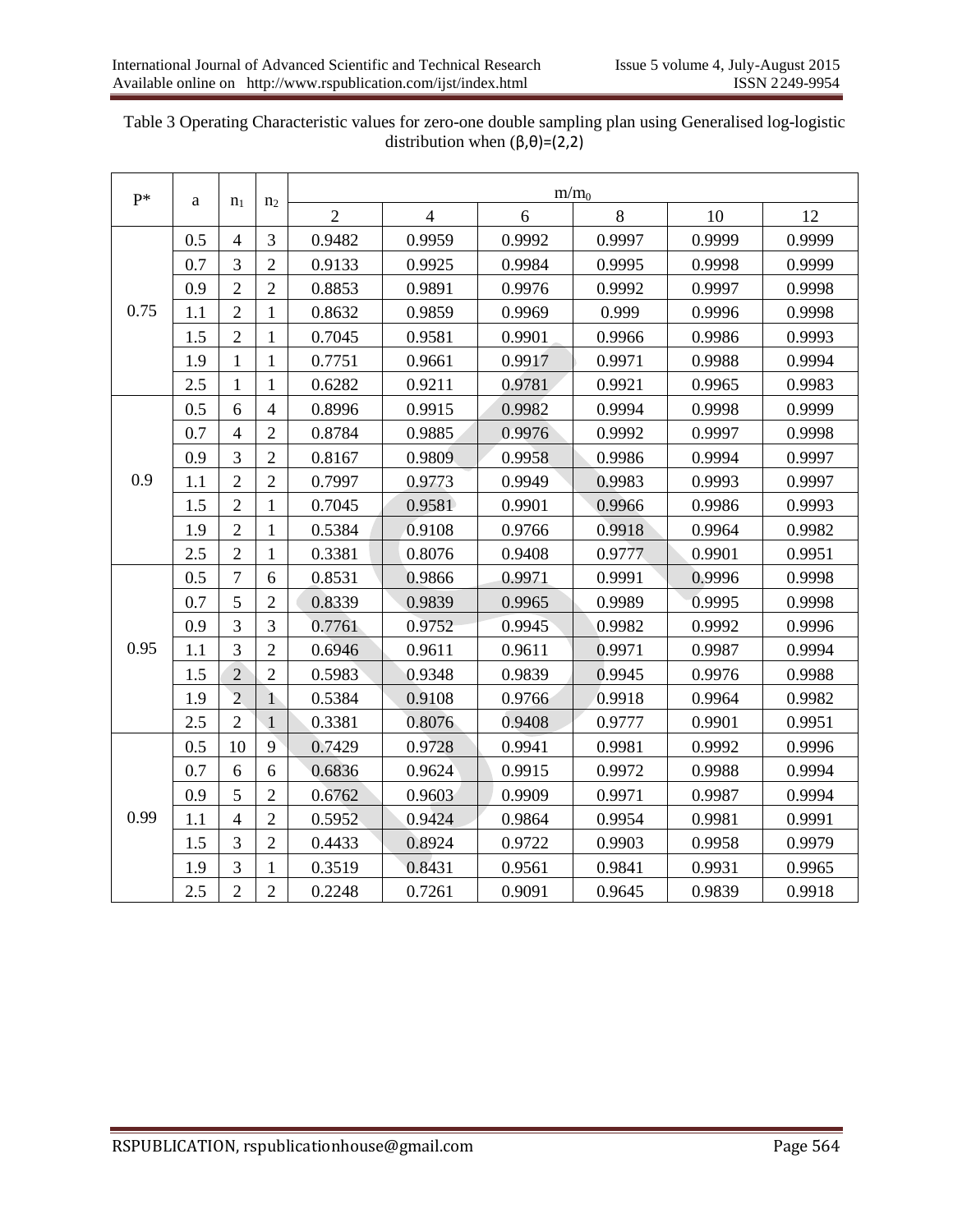Table 3 Operating Characteristic values for zero-one double sampling plan using Generalised log-logistic distribution when (β,θ)=(2,2)

| P* | a | $n_1$ | $n_2$ | $m/m_0$ | | | | | |
|---|---|---|---|---|---|---|---|---|---|
| | | | | 2 | 4 | 6 | 8 | 10 | 12 |
| 0.75 | 0.5 | 4 | 3 | 0.9482 | 0.9959 | 0.9992 | 0.9997 | 0.9999 | 0.9999 |
| | 0.7 | 3 | 2 | 0.9133 | 0.9925 | 0.9984 | 0.9995 | 0.9998 | 0.9999 |
| | 0.9 | 2 | 2 | 0.8853 | 0.9891 | 0.9976 | 0.9992 | 0.9997 | 0.9998 |
| | 1.1 | 2 | 1 | 0.8632 | 0.9859 | 0.9969 | 0.999 | 0.9996 | 0.9998 |
| | 1.5 | 2 | 1 | 0.7045 | 0.9581 | 0.9901 | 0.9966 | 0.9986 | 0.9993 |
| | 1.9 | 1 | 1 | 0.7751 | 0.9661 | 0.9917 | 0.9971 | 0.9988 | 0.9994 |
| | 2.5 | 1 | 1 | 0.6282 | 0.9211 | 0.9781 | 0.9921 | 0.9965 | 0.9983 |
| 0.9 | 0.5 | 6 | 4 | 0.8996 | 0.9915 | 0.9982 | 0.9994 | 0.9998 | 0.9999 |
| | 0.7 | 4 | 2 | 0.8784 | 0.9885 | 0.9976 | 0.9992 | 0.9997 | 0.9998 |
| | 0.9 | 3 | 2 | 0.8167 | 0.9809 | 0.9958 | 0.9986 | 0.9994 | 0.9997 |
| | 1.1 | 2 | 2 | 0.7997 | 0.9773 | 0.9949 | 0.9983 | 0.9993 | 0.9997 |
| | 1.5 | 2 | 1 | 0.7045 | 0.9581 | 0.9901 | 0.9966 | 0.9986 | 0.9993 |
| | 1.9 | 2 | 1 | 0.5384 | 0.9108 | 0.9766 | 0.9918 | 0.9964 | 0.9982 |
| | 2.5 | 2 | 1 | 0.3381 | 0.8076 | 0.9408 | 0.9777 | 0.9901 | 0.9951 |
| 0.95 | 0.5 | 7 | 6 | 0.8531 | 0.9866 | 0.9971 | 0.9991 | 0.9996 | 0.9998 |
| | 0.7 | 5 | 2 | 0.8339 | 0.9839 | 0.9965 | 0.9989 | 0.9995 | 0.9998 |
| | 0.9 | 3 | 3 | 0.7761 | 0.9752 | 0.9945 | 0.9982 | 0.9992 | 0.9996 |
| | 1.1 | 3 | 2 | 0.6946 | 0.9611 | 0.9611 | 0.9971 | 0.9987 | 0.9994 |
| | 1.5 | 2 | 2 | 0.5983 | 0.9348 | 0.9839 | 0.9945 | 0.9976 | 0.9988 |
| | 1.9 | 2 | 1 | 0.5384 | 0.9108 | 0.9766 | 0.9918 | 0.9964 | 0.9982 |
| | 2.5 | 2 | 1 | 0.3381 | 0.8076 | 0.9408 | 0.9777 | 0.9901 | 0.9951 |
| 0.99 | 0.5 | 10 | 9 | 0.7429 | 0.9728 | 0.9941 | 0.9981 | 0.9992 | 0.9996 |
| | 0.7 | 6 | 6 | 0.6836 | 0.9624 | 0.9915 | 0.9972 | 0.9988 | 0.9994 |
| | 0.9 | 5 | 2 | 0.6762 | 0.9603 | 0.9909 | 0.9971 | 0.9987 | 0.9994 |
| | 1.1 | 4 | 2 | 0.5952 | 0.9424 | 0.9864 | 0.9954 | 0.9981 | 0.9991 |
| | 1.5 | 3 | 2 | 0.4433 | 0.8924 | 0.9722 | 0.9903 | 0.9958 | 0.9979 |
| | 1.9 | 3 | 1 | 0.3519 | 0.8431 | 0.9561 | 0.9841 | 0.9931 | 0.9965 |
| | 2.5 | 2 | 2 | 0.2248 | 0.7261 | 0.9091 | 0.9645 | 0.9839 | 0.9918 |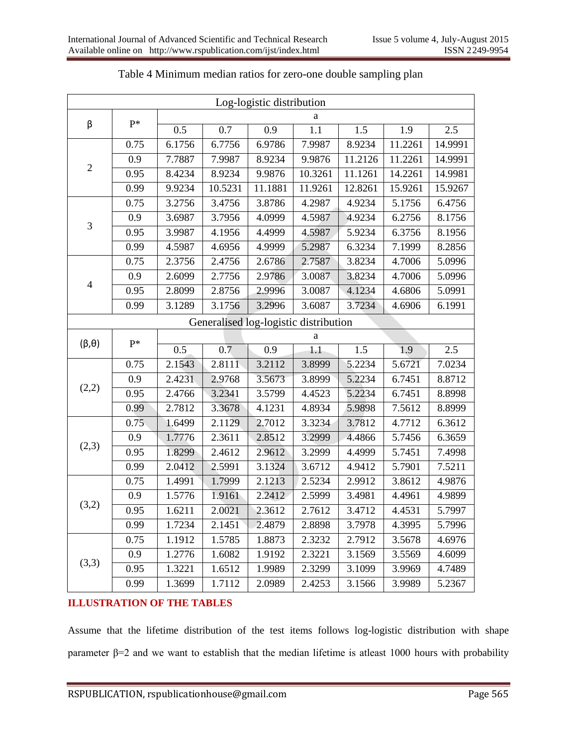Table 4 Minimum median ratios for zero-one double sampling plan

| Log-logistic distribution | | | | | | | | |
|---|---|---|---|---|---|---|---|---|
| β | P* | a | | | | | | |
| | | 0.5 | 0.7 | 0.9 | 1.1 | 1.5 | 1.9 | 2.5 |
| 2 | 0.75 | 6.1756 | 6.7756 | 6.9786 | 7.9987 | 8.9234 | 11.2261 | 14.9991 |
| | 0.9 | 7.7887 | 7.9987 | 8.9234 | 9.9876 | 11.2126 | 11.2261 | 14.9991 |
| | 0.95 | 8.4234 | 8.9234 | 9.9876 | 10.3261 | 11.1261 | 14.2261 | 14.9981 |
| | 0.99 | 9.9234 | 10.5231 | 11.1881 | 11.9261 | 12.8261 | 15.9261 | 15.9267 |
| 3 | 0.75 | 3.2756 | 3.4756 | 3.8786 | 4.2987 | 4.9234 | 5.1756 | 6.4756 |
| | 0.9 | 3.6987 | 3.7956 | 4.0999 | 4.5987 | 4.9234 | 6.2756 | 8.1756 |
| | 0.95 | 3.9987 | 4.1956 | 4.4999 | 4.5987 | 5.9234 | 6.3756 | 8.1956 |
| | 0.99 | 4.5987 | 4.6956 | 4.9999 | 5.2987 | 6.3234 | 7.1999 | 8.2856 |
| 4 | 0.75 | 2.3756 | 2.4756 | 2.6786 | 2.7587 | 3.8234 | 4.7006 | 5.0996 |
| | 0.9 | 2.6099 | 2.7756 | 2.9786 | 3.0087 | 3.8234 | 4.7006 | 5.0996 |
| | 0.95 | 2.8099 | 2.8756 | 2.9996 | 3.0087 | 4.1234 | 4.6806 | 5.0991 |
| | 0.99 | 3.1289 | 3.1756 | 3.2996 | 3.6087 | 3.7234 | 4.6906 | 6.1991 |
| Generalised log-logistic distribution | | | | | | | | |
| (β,θ) | P* | a | | | | | | |
| | | 0.5 | 0.7 | 0.9 | 1.1 | 1.5 | 1.9 | 2.5 |
| (2,2) | 0.75 | 2.1543 | 2.8111 | 3.2112 | 3.8999 | 5.2234 | 5.6721 | 7.0234 |
| | 0.9 | 2.4231 | 2.9768 | 3.5673 | 3.8999 | 5.2234 | 6.7451 | 8.8712 |
| | 0.95 | 2.4766 | 3.2341 | 3.5799 | 4.4523 | 5.2234 | 6.7451 | 8.8998 |
| | 0.99 | 2.7812 | 3.3678 | 4.1231 | 4.8934 | 5.9898 | 7.5612 | 8.8999 |
| (2,3) | 0.75 | 1.6499 | 2.1129 | 2.7012 | 3.3234 | 3.7812 | 4.7712 | 6.3612 |
| | 0.9 | 1.7776 | 2.3611 | 2.8512 | 3.2999 | 4.4866 | 5.7456 | 6.3659 |
| | 0.95 | 1.8299 | 2.4612 | 2.9612 | 3.2999 | 4.4999 | 5.7451 | 7.4998 |
| | 0.99 | 2.0412 | 2.5991 | 3.1324 | 3.6712 | 4.9412 | 5.7901 | 7.5211 |
| (3,2) | 0.75 | 1.4991 | 1.7999 | 2.1213 | 2.5234 | 2.9912 | 3.8612 | 4.9876 |
| | 0.9 | 1.5776 | 1.9161 | 2.2412 | 2.5999 | 3.4981 | 4.4961 | 4.9899 |
| | 0.95 | 1.6211 | 2.0021 | 2.3612 | 2.7612 | 3.4712 | 4.4531 | 5.7997 |
| | 0.99 | 1.7234 | 2.1451 | 2.4879 | 2.8898 | 3.7978 | 4.3995 | 5.7996 |
| (3,3) | 0.75 | 1.1912 | 1.5785 | 1.8873 | 2.3232 | 2.7912 | 3.5678 | 4.6976 |
| | 0.9 | 1.2776 | 1.6082 | 1.9192 | 2.3221 | 3.1569 | 3.5569 | 4.6099 |
| | 0.95 | 1.3221 | 1.6512 | 1.9989 | 2.3299 | 3.1099 | 3.9969 | 4.7489 |
| | 0.99 | 1.3699 | 1.7112 | 2.0989 | 2.4253 | 3.1566 | 3.9989 | 5.2367 |

## ILLUSTRATION OF THE TABLES

Assume that the lifetime distribution of the test items follows log-logistic distribution with shape parameter β=2 and we want to establish that the median lifetime is atleast 1000 hours with probability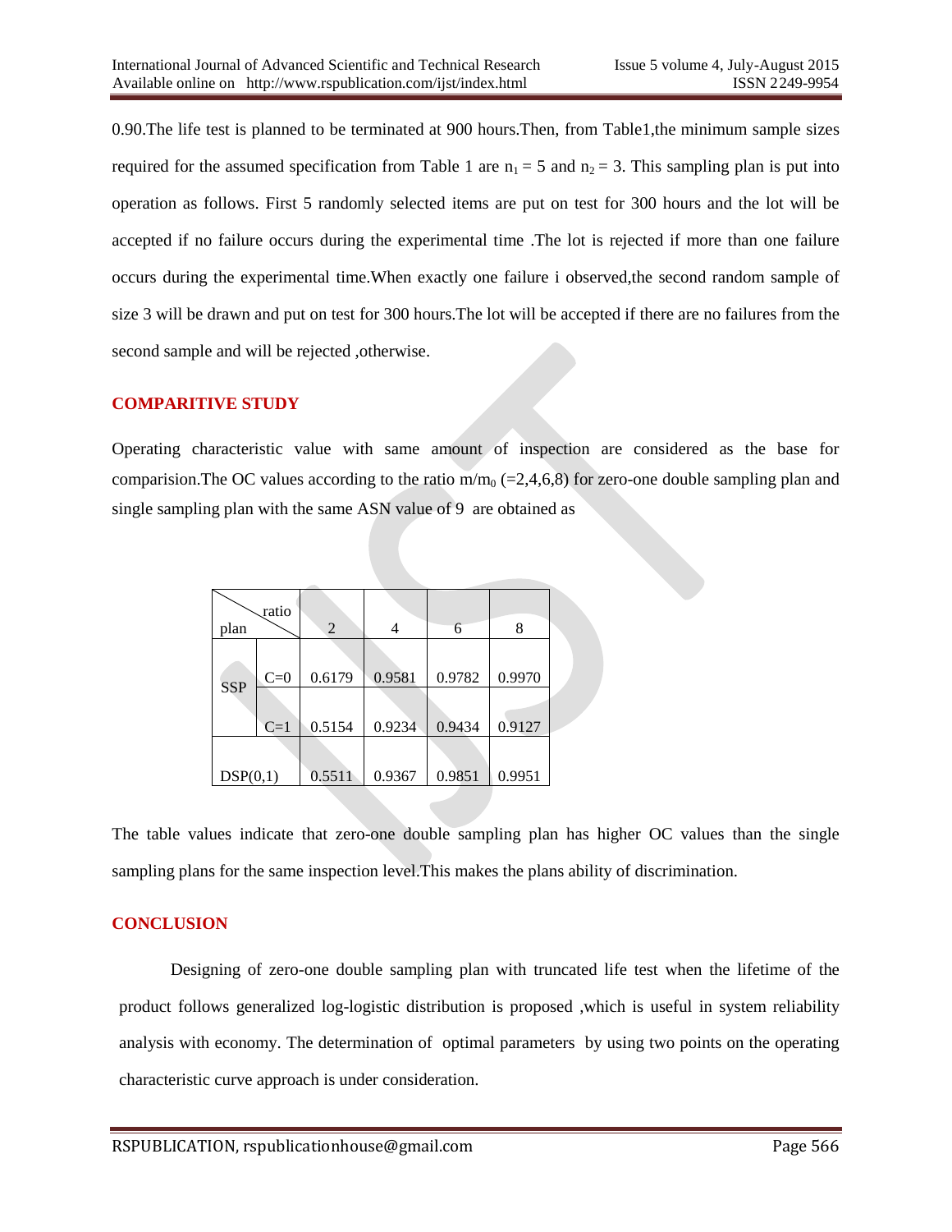0.90.The life test is planned to be terminated at 900 hours.Then, from Table1,the minimum sample sizes required for the assumed specification from Table 1 are $n_1 = 5$ and $n_2 = 3$. This sampling plan is put into operation as follows. First 5 randomly selected items are put on test for 300 hours and the lot will be accepted if no failure occurs during the experimental time .The lot is rejected if more than one failure occurs during the experimental time.When exactly one failure i observed,the second random sample of size 3 will be drawn and put on test for 300 hours.The lot will be accepted if there are no failures from the second sample and will be rejected ,otherwise.

## COMPARITIVE STUDY

Operating characteristic value with same amount of inspection are considered as the base for comparision.The OC values according to the ratio $m/m_0$ (=2,4,6,8) for zero-one double sampling plan and single sampling plan with the same ASN value of 9 are obtained as

| plan \ ratio | | 2 | 4 | 6 | 8 |
|---|---|---|---|---|---|
| SSP | C=0 | 0.6179 | 0.9581 | 0.9782 | 0.9970 |
| | C=1 | 0.5154 | 0.9234 | 0.9434 | 0.9127 |
| DSP(0,1) | | 0.5511 | 0.9367 | 0.9851 | 0.9951 |

The table values indicate that zero-one double sampling plan has higher OC values than the single sampling plans for the same inspection level.This makes the plans ability of discrimination.

## CONCLUSION

Designing of zero-one double sampling plan with truncated life test when the lifetime of the product follows generalized log-logistic distribution is proposed ,which is useful in system reliability analysis with economy. The determination of optimal parameters by using two points on the operating characteristic curve approach is under consideration.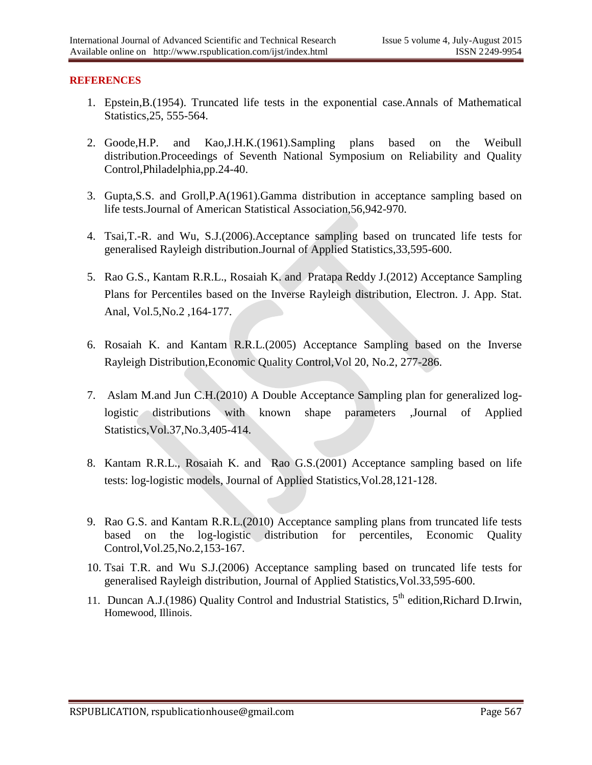## REFERENCES

1. Epstein,B.(1954). Truncated life tests in the exponential case.Annals of Mathematical Statistics,25, 555-564.
2. Goode,H.P. and Kao,J.H.K.(1961).Sampling plans based on the Weibull distribution.Proceedings of Seventh National Symposium on Reliability and Quality Control,Philadelphia,pp.24-40.
3. Gupta,S.S. and Groll,P.A(1961).Gamma distribution in acceptance sampling based on life tests.Journal of American Statistical Association,56,942-970.
4. Tsai,T.-R. and Wu, S.J.(2006).Acceptance sampling based on truncated life tests for generalised Rayleigh distribution.Journal of Applied Statistics,33,595-600.
5. Rao G.S., Kantam R.R.L., Rosaiah K. and Pratapa Reddy J.(2012) Acceptance Sampling Plans for Percentiles based on the Inverse Rayleigh distribution, Electron. J. App. Stat. Anal, Vol.5,No.2 ,164-177.
6. Rosaiah K. and Kantam R.R.L.(2005) Acceptance Sampling based on the Inverse Rayleigh Distribution,Economic Quality Control,Vol 20, No.2, 277-286.
7. Aslam M.and Jun C.H.(2010) A Double Acceptance Sampling plan for generalized log-logistic distributions with known shape parameters ,Journal of Applied Statistics,Vol.37,No.3,405-414.
8. Kantam R.R.L., Rosaiah K. and Rao G.S.(2001) Acceptance sampling based on life tests: log-logistic models, Journal of Applied Statistics,Vol.28,121-128.
9. Rao G.S. and Kantam R.R.L.(2010) Acceptance sampling plans from truncated life tests based on the log-logistic distribution for percentiles, Economic Quality Control,Vol.25,No.2,153-167.
10. Tsai T.R. and Wu S.J.(2006) Acceptance sampling based on truncated life tests for generalised Rayleigh distribution, Journal of Applied Statistics,Vol.33,595-600.
11. Duncan A.J.(1986) Quality Control and Industrial Statistics, 5th edition,Richard D.Irwin, Homewood, Illinois.